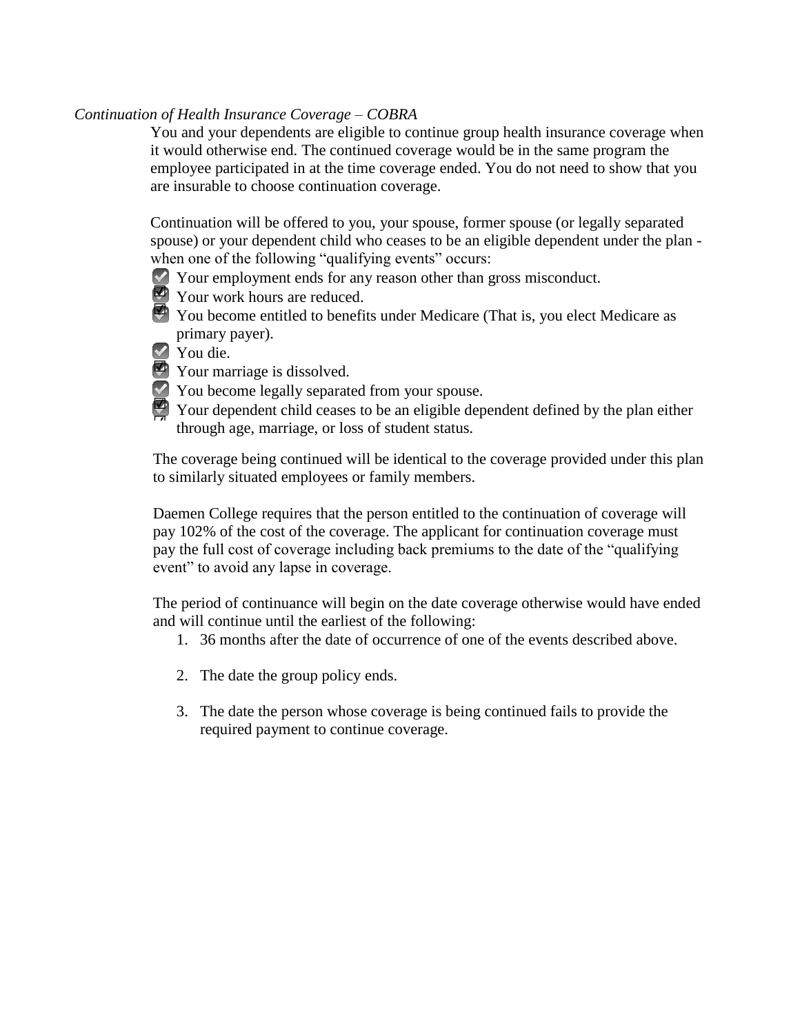*Continuation of Health Insurance Coverage – COBRA*

You and your dependents are eligible to continue group health insurance coverage when it would otherwise end. The continued coverage would be in the same program the employee participated in at the time coverage ended. You do not need to show that you are insurable to choose continuation coverage.

Continuation will be offered to you, your spouse, former spouse (or legally separated spouse) or your dependent child who ceases to be an eligible dependent under the plan - when one of the following "qualifying events" occurs:

- Your employment ends for any reason other than gross misconduct.
- Your work hours are reduced.
- You become entitled to benefits under Medicare (That is, you elect Medicare as primary payer).
- You die.
- Your marriage is dissolved.
- You become legally separated from your spouse.
- Your dependent child ceases to be an eligible dependent defined by the plan either through age, marriage, or loss of student status.

The coverage being continued will be identical to the coverage provided under this plan to similarly situated employees or family members.

Daemen College requires that the person entitled to the continuation of coverage will pay 102% of the cost of the coverage. The applicant for continuation coverage must pay the full cost of coverage including back premiums to the date of the "qualifying event" to avoid any lapse in coverage.

The period of continuance will begin on the date coverage otherwise would have ended and will continue until the earliest of the following:

1. 36 months after the date of occurrence of one of the events described above.
2. The date the group policy ends.
3. The date the person whose coverage is being continued fails to provide the required payment to continue coverage.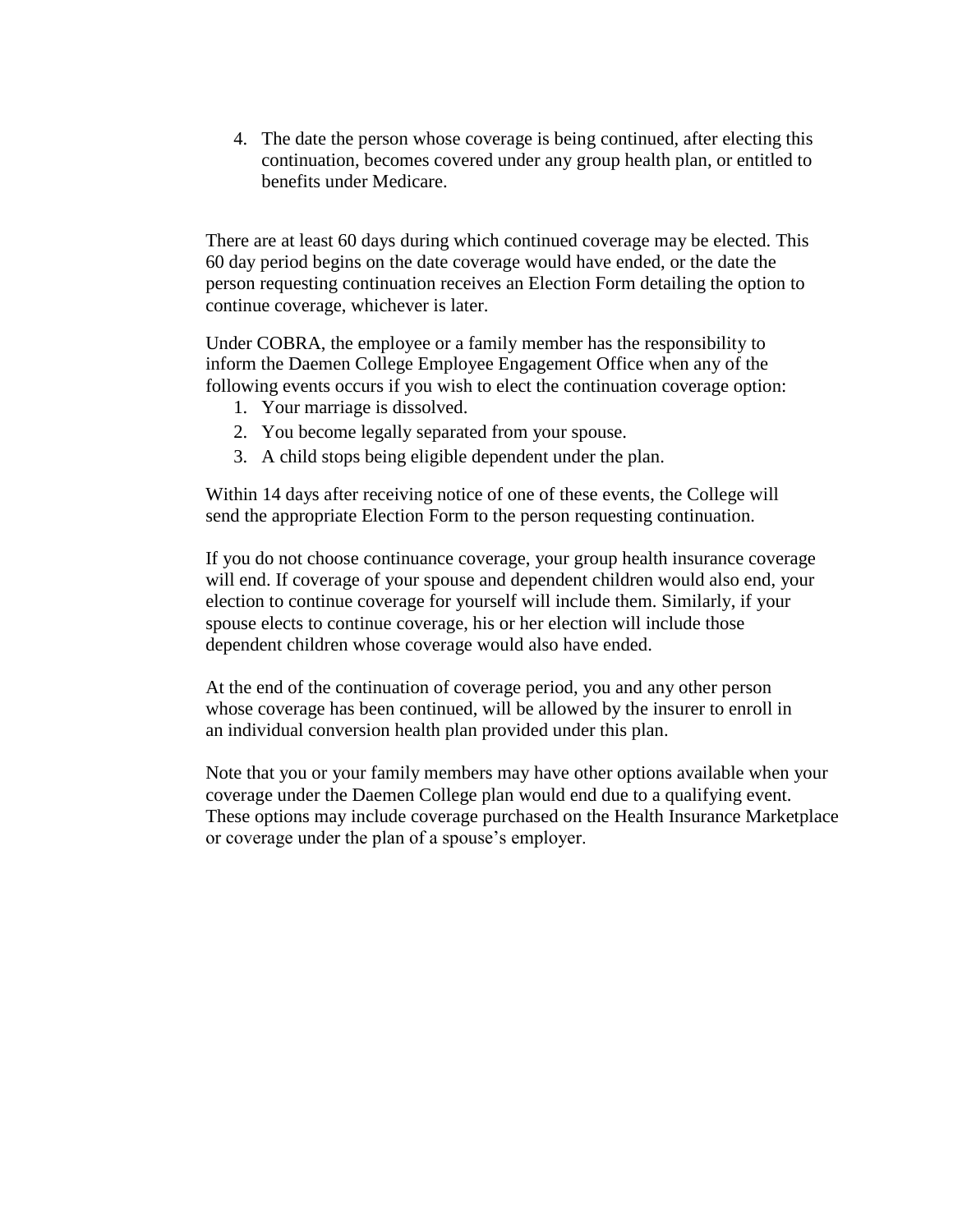4. The date the person whose coverage is being continued, after electing this continuation, becomes covered under any group health plan, or entitled to benefits under Medicare.

There are at least 60 days during which continued coverage may be elected. This 60 day period begins on the date coverage would have ended, or the date the person requesting continuation receives an Election Form detailing the option to continue coverage, whichever is later.

Under COBRA, the employee or a family member has the responsibility to inform the Daemen College Employee Engagement Office when any of the following events occurs if you wish to elect the continuation coverage option:

1. Your marriage is dissolved.
2. You become legally separated from your spouse.
3. A child stops being eligible dependent under the plan.

Within 14 days after receiving notice of one of these events, the College will send the appropriate Election Form to the person requesting continuation.

If you do not choose continuance coverage, your group health insurance coverage will end. If coverage of your spouse and dependent children would also end, your election to continue coverage for yourself will include them. Similarly, if your spouse elects to continue coverage, his or her election will include those dependent children whose coverage would also have ended.

At the end of the continuation of coverage period, you and any other person whose coverage has been continued, will be allowed by the insurer to enroll in an individual conversion health plan provided under this plan.

Note that you or your family members may have other options available when your coverage under the Daemen College plan would end due to a qualifying event. These options may include coverage purchased on the Health Insurance Marketplace or coverage under the plan of a spouse's employer.